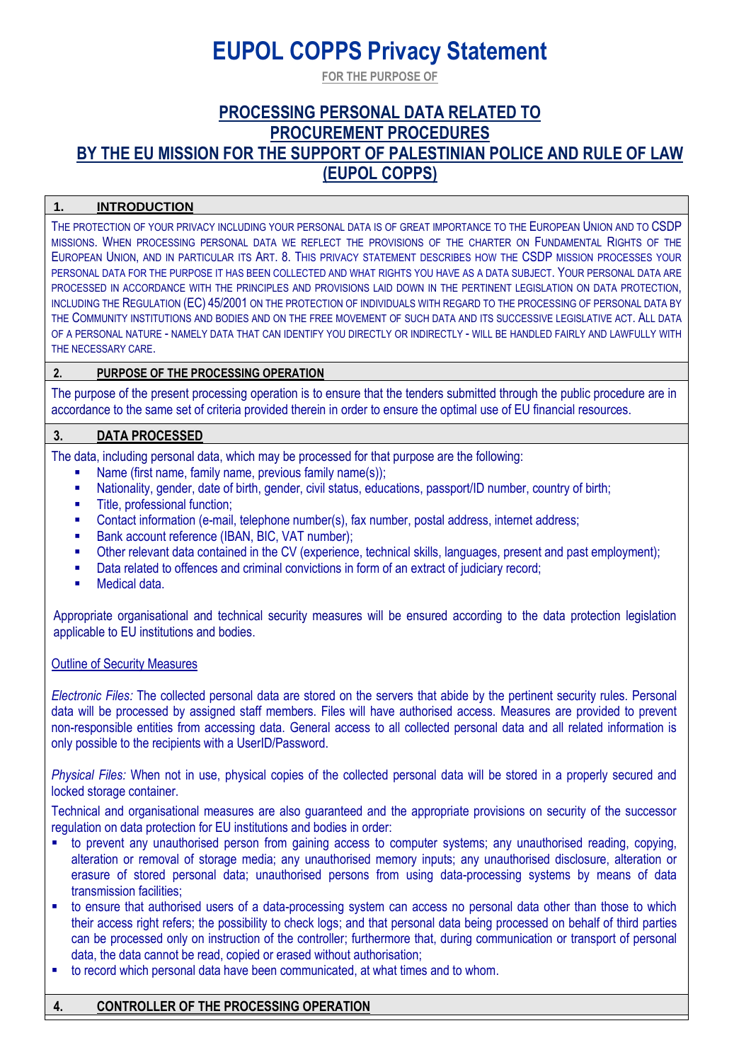# EUPOL COPPS Privacy Statement

**FOR THE PURPOSE OF**

## PROCESSING PERSONAL DATA RELATED TO PROCUREMENT PROCEDURES BY THE EU MISSION FOR THE SUPPORT OF PALESTINIAN POLICE AND RULE OF LAW (EUPOL COPPS)

### 1. INTRODUCTION

THE PROTECTION OF YOUR PRIVACY INCLUDING YOUR PERSONAL DATA IS OF GREAT IMPORTANCE TO THE EUROPEAN UNION AND TO CSDP MISSIONS. WHEN PROCESSING PERSONAL DATA WE REFLECT THE PROVISIONS OF THE CHARTER ON FUNDAMENTAL RIGHTS OF THE EUROPEAN UNION, AND IN PARTICULAR ITS ART. 8. THIS PRIVACY STATEMENT DESCRIBES HOW THE CSDP MISSION PROCESSES YOUR PERSONAL DATA FOR THE PURPOSE IT HAS BEEN COLLECTED AND WHAT RIGHTS YOU HAVE AS A DATA SUBJECT. YOUR PERSONAL DATA ARE PROCESSED IN ACCORDANCE WITH THE PRINCIPLES AND PROVISIONS LAID DOWN IN THE PERTINENT LEGISLATION ON DATA PROTECTION, INCLUDING THE REGULATION (EC) 45/2001 ON THE PROTECTION OF INDIVIDUALS WITH REGARD TO THE PROCESSING OF PERSONAL DATA BY THE COMMUNITY INSTITUTIONS AND BODIES AND ON THE FREE MOVEMENT OF SUCH DATA AND ITS SUCCESSIVE LEGISLATIVE ACT. ALL DATA OF A PERSONAL NATURE - NAMELY DATA THAT CAN IDENTIFY YOU DIRECTLY OR INDIRECTLY - WILL BE HANDLED FAIRLY AND LAWFULLY WITH THE NECESSARY CARE.

### 2. PURPOSE OF THE PROCESSING OPERATION

The purpose of the present processing operation is to ensure that the tenders submitted through the public procedure are in accordance to the same set of criteria provided therein in order to ensure the optimal use of EU financial resources.

### 3. DATA PROCESSED

The data, including personal data, which may be processed for that purpose are the following:

- Name (first name, family name, previous family name(s));
- Nationality, gender, date of birth, gender, civil status, educations, passport/ID number, country of birth;
- Title, professional function;
- Contact information (e-mail, telephone number(s), fax number, postal address, internet address;
- Bank account reference (IBAN, BIC, VAT number);
- Other relevant data contained in the CV (experience, technical skills, languages, present and past employment);
- Data related to offences and criminal convictions in form of an extract of judiciary record;
- Medical data.

Appropriate organisational and technical security measures will be ensured according to the data protection legislation applicable to EU institutions and bodies.

Outline of Security Measures

*Electronic Files:* The collected personal data are stored on the servers that abide by the pertinent security rules. Personal data will be processed by assigned staff members. Files will have authorised access. Measures are provided to prevent non-responsible entities from accessing data. General access to all collected personal data and all related information is only possible to the recipients with a UserID/Password.

*Physical Files:* When not in use, physical copies of the collected personal data will be stored in a properly secured and locked storage container.

Technical and organisational measures are also guaranteed and the appropriate provisions on security of the successor regulation on data protection for EU institutions and bodies in order:

- to prevent any unauthorised person from gaining access to computer systems; any unauthorised reading, copying, alteration or removal of storage media; any unauthorised memory inputs; any unauthorised disclosure, alteration or erasure of stored personal data; unauthorised persons from using data-processing systems by means of data transmission facilities;
- to ensure that authorised users of a data-processing system can access no personal data other than those to which their access right refers; the possibility to check logs; and that personal data being processed on behalf of third parties can be processed only on instruction of the controller; furthermore that, during communication or transport of personal data, the data cannot be read, copied or erased without authorisation;
- to record which personal data have been communicated, at what times and to whom.

### 4. CONTROLLER OF THE PROCESSING OPERATION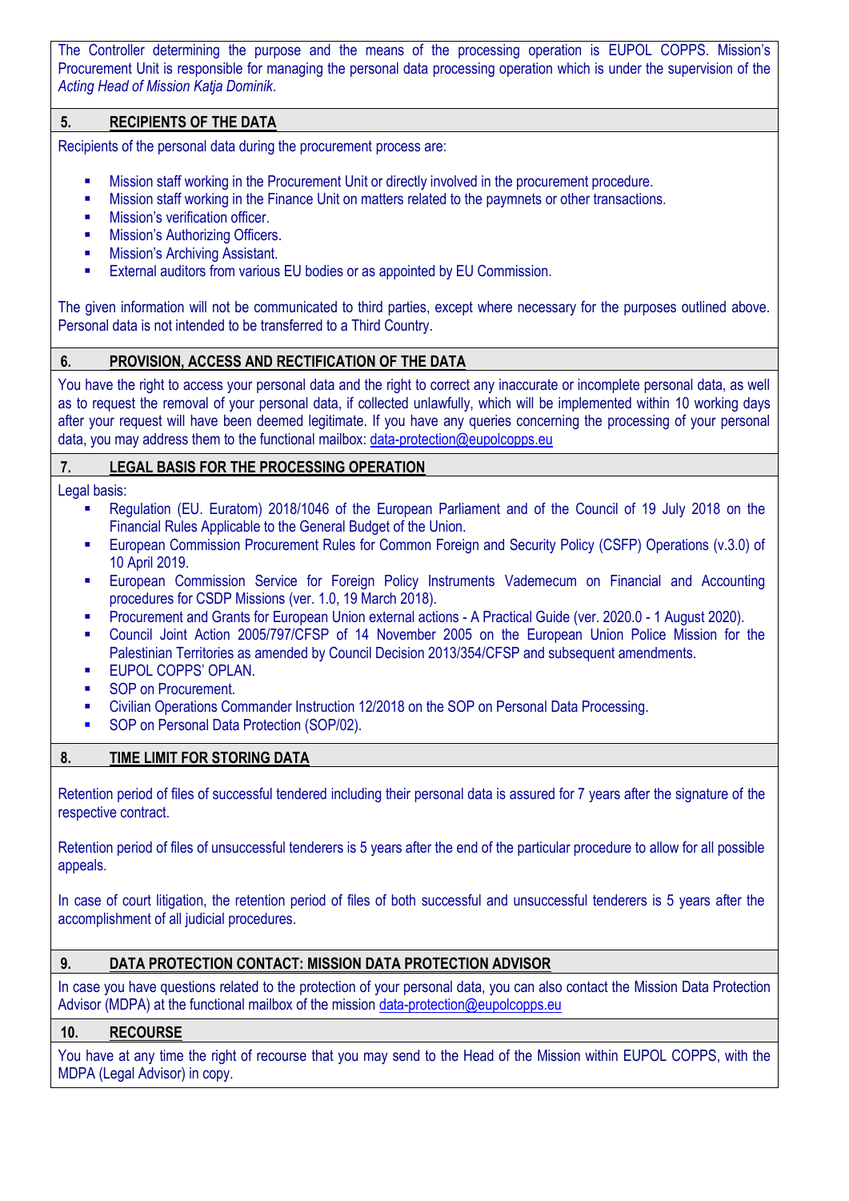The Controller determining the purpose and the means of the processing operation is EUPOL COPPS. Mission's Procurement Unit is responsible for managing the personal data processing operation which is under the supervision of the *Acting Head of Mission Katja Dominik*.

## 5. RECIPIENTS OF THE DATA

Recipients of the personal data during the procurement process are:

- Mission staff working in the Procurement Unit or directly involved in the procurement procedure.
- Mission staff working in the Finance Unit on matters related to the paymnets or other transactions.
- Mission's verification officer.
- Mission's Authorizing Officers.
- Mission's Archiving Assistant.
- External auditors from various EU bodies or as appointed by EU Commission.

The given information will not be communicated to third parties, except where necessary for the purposes outlined above. Personal data is not intended to be transferred to a Third Country.

## 6. PROVISION, ACCESS AND RECTIFICATION OF THE DATA

You have the right to access your personal data and the right to correct any inaccurate or incomplete personal data, as well as to request the removal of your personal data, if collected unlawfully, which will be implemented within 10 working days after your request will have been deemed legitimate. If you have any queries concerning the processing of your personal data, you may address them to the functional mailbox: data-protection@eupolcopps.eu

## 7. LEGAL BASIS FOR THE PROCESSING OPERATION

Legal basis:

- Regulation (EU. Euratom) 2018/1046 of the European Parliament and of the Council of 19 July 2018 on the Financial Rules Applicable to the General Budget of the Union.
- European Commission Procurement Rules for Common Foreign and Security Policy (CSFP) Operations (v.3.0) of 10 April 2019.
- European Commission Service for Foreign Policy Instruments Vademecum on Financial and Accounting procedures for CSDP Missions (ver. 1.0, 19 March 2018).
- Procurement and Grants for European Union external actions - A Practical Guide (ver. 2020.0 - 1 August 2020).
- Council Joint Action 2005/797/CFSP of 14 November 2005 on the European Union Police Mission for the Palestinian Territories as amended by Council Decision 2013/354/CFSP and subsequent amendments.
- EUPOL COPPS' OPLAN.
- SOP on Procurement.
- Civilian Operations Commander Instruction 12/2018 on the SOP on Personal Data Processing.
- SOP on Personal Data Protection (SOP/02).

## 8. TIME LIMIT FOR STORING DATA

Retention period of files of successful tendered including their personal data is assured for 7 years after the signature of the respective contract.

Retention period of files of unsuccessful tenderers is 5 years after the end of the particular procedure to allow for all possible appeals.

In case of court litigation, the retention period of files of both successful and unsuccessful tenderers is 5 years after the accomplishment of all judicial procedures.

## 9. DATA PROTECTION CONTACT: MISSION DATA PROTECTION ADVISOR

In case you have questions related to the protection of your personal data, you can also contact the Mission Data Protection Advisor (MDPA) at the functional mailbox of the mission data-protection@eupolcopps.eu

## 10. RECOURSE

You have at any time the right of recourse that you may send to the Head of the Mission within EUPOL COPPS, with the MDPA (Legal Advisor) in copy.